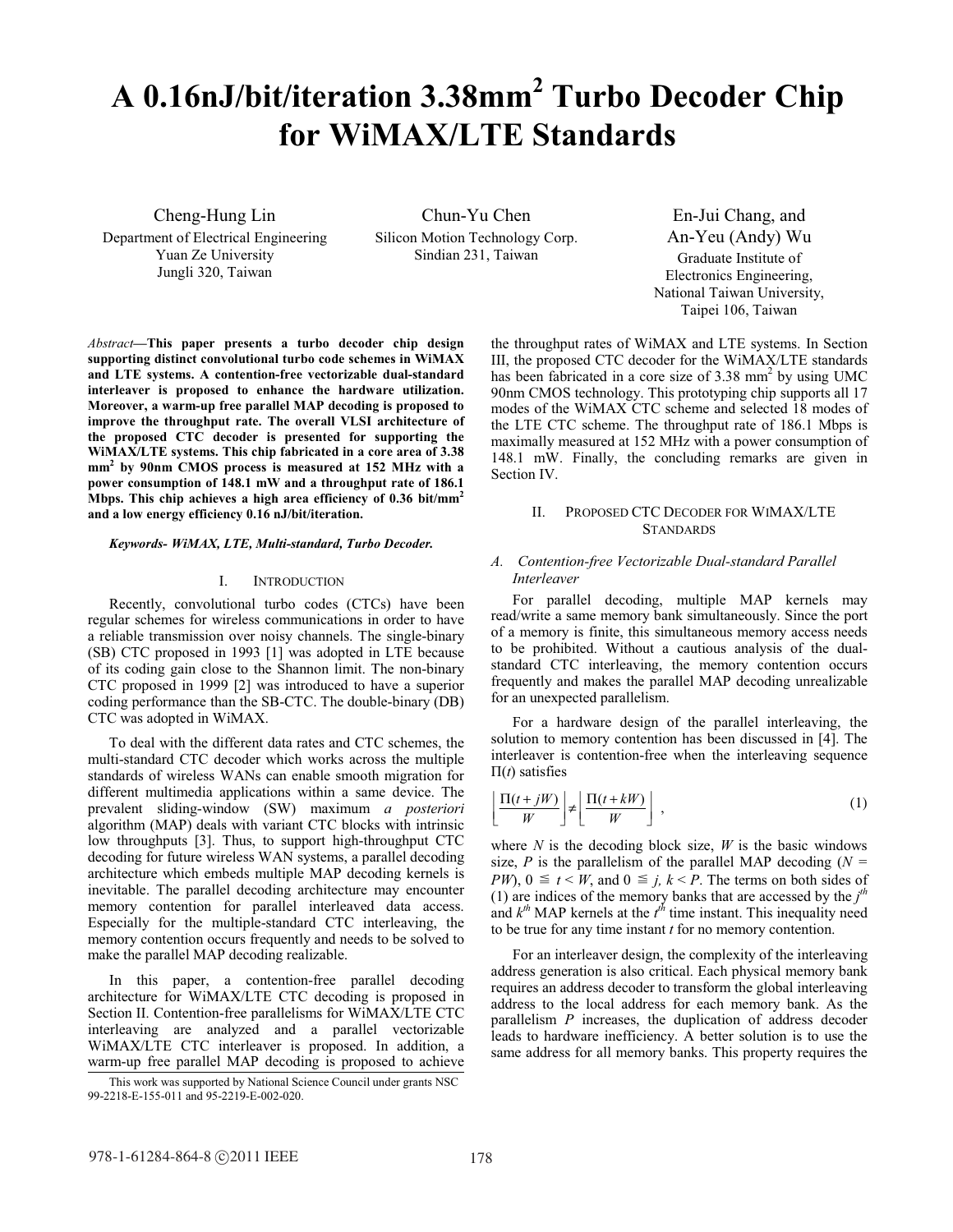# A 0.16nJ/bit/iteration 3.38mm$^2$ Turbo Decoder Chip for WiMAX/LTE Standards

Cheng-Hung Lin
Department of Electrical Engineering
Yuan Ze University
Jungli 320, Taiwan

Chun-Yu Chen
Silicon Motion Technology Corp.
Sindian 231, Taiwan

En-Jui Chang, and An-Yeu (Andy) Wu
Graduate Institute of Electronics Engineering,
National Taiwan University,
Taipei 106, Taiwan

*Abstract*—**This paper presents a turbo decoder chip design supporting distinct convolutional turbo code schemes in WiMAX and LTE systems. A contention-free vectorizable dual-standard interleaver is proposed to enhance the hardware utilization. Moreover, a warm-up free parallel MAP decoding is proposed to improve the throughput rate. The overall VLSI architecture of the proposed CTC decoder is presented for supporting the WiMAX/LTE systems. This chip fabricated in a core area of 3.38 mm$^2$ by 90nm CMOS process is measured at 152 MHz with a power consumption of 148.1 mW and a throughput rate of 186.1 Mbps. This chip achieves a high area efficiency of 0.36 bit/mm$^2$ and a low energy efficiency 0.16 nJ/bit/iteration.**

***Keywords- WiMAX, LTE, Multi-standard, Turbo Decoder.***

## I. INTRODUCTION

Recently, convolutional turbo codes (CTCs) have been regular schemes for wireless communications in order to have a reliable transmission over noisy channels. The single-binary (SB) CTC proposed in 1993 [1] was adopted in LTE because of its coding gain close to the Shannon limit. The non-binary CTC proposed in 1999 [2] was introduced to have a superior coding performance than the SB-CTC. The double-binary (DB) CTC was adopted in WiMAX.

To deal with the different data rates and CTC schemes, the multi-standard CTC decoder which works across the multiple standards of wireless WANs can enable smooth migration for different multimedia applications within a same device. The prevalent sliding-window (SW) maximum *a posteriori* algorithm (MAP) deals with variant CTC blocks with intrinsic low throughputs [3]. Thus, to support high-throughput CTC decoding for future wireless WAN systems, a parallel decoding architecture which embeds multiple MAP decoding kernels is inevitable. The parallel decoding architecture may encounter memory contention for parallel interleaved data access. Especially for the multiple-standard CTC interleaving, the memory contention occurs frequently and needs to be solved to make the parallel MAP decoding realizable.

In this paper, a contention-free parallel decoding architecture for WiMAX/LTE CTC decoding is proposed in Section II. Contention-free parallelisms for WiMAX/LTE CTC interleaving are analyzed and a parallel vectorizable WiMAX/LTE CTC interleaver is proposed. In addition, a warm-up free parallel MAP decoding is proposed to achieve the throughput rates of WiMAX and LTE systems. In Section III, the proposed CTC decoder for the WiMAX/LTE standards has been fabricated in a core size of 3.38 mm$^2$ by using UMC 90nm CMOS technology. This prototyping chip supports all 17 modes of the WiMAX CTC scheme and selected 18 modes of the LTE CTC scheme. The throughput rate of 186.1 Mbps is maximally measured at 152 MHz with a power consumption of 148.1 mW. Finally, the concluding remarks are given in Section IV.

This work was supported by National Science Council under grants NSC 99-2218-E-155-011 and 95-2219-E-002-020.

## II. PROPOSED CTC DECODER FOR WIMAX/LTE STANDARDS

### *A. Contention-free Vectorizable Dual-standard Parallel Interleaver*

For parallel decoding, multiple MAP kernels may read/write a same memory bank simultaneously. Since the port of a memory is finite, this simultaneous memory access needs to be prohibited. Without a cautious analysis of the dual-standard CTC interleaving, the memory contention occurs frequently and makes the parallel MAP decoding unrealizable for an unexpected parallelism.

For a hardware design of the parallel interleaving, the solution to memory contention has been discussed in [4]. The interleaver is contention-free when the interleaving sequence $\Pi(t)$ satisfies

$$\left\lfloor \frac{\Pi(t+jW)}{W} \right\rfloor \neq \left\lfloor \frac{\Pi(t+kW)}{W} \right\rfloor , \tag{1}$$

where $N$ is the decoding block size, $W$ is the basic windows size, $P$ is the parallelism of the parallel MAP decoding ($N = PW$), $0 \leqq t < W$, and $0 \leqq j, k < P$. The terms on both sides of (1) are indices of the memory banks that are accessed by the $j^{th}$ and $k^{th}$ MAP kernels at the $t^{th}$ time instant. This inequality need to be true for any time instant $t$ for no memory contention.

For an interleaver design, the complexity of the interleaving address generation is also critical. Each physical memory bank requires an address decoder to transform the global interleaving address to the local address for each memory bank. As the parallelism $P$ increases, the duplication of address decoder leads to hardware inefficiency. A better solution is to use the same address for all memory banks. This property requires the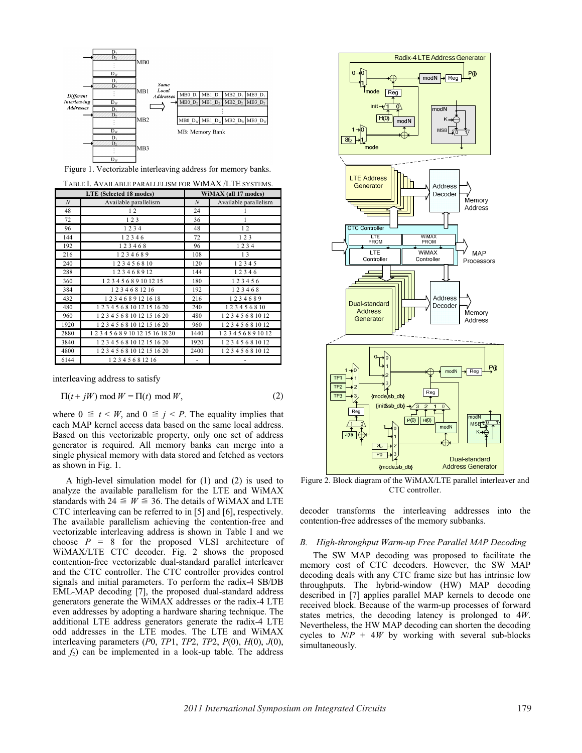Figure 1. Vectorizable interleaving address for memory banks.

TABLE I. AVAILABLE PARALLELISM FOR WIMAX /LTE SYSTEMS.

| LTE (Selected 18 modes) | | WiMAX (all 17 modes) | |
|---|---|---|---|
| $N$ | Available parallelism | $N$ | Available parallelism |
| 48 | 1 2 | 24 | 1 |
| 72 | 1 2 3 | 36 | 1 |
| 96 | 1 2 3 4 | 48 | 1 2 |
| 144 | 1 2 3 4 6 | 72 | 1 2 3 |
| 192 | 1 2 3 4 6 8 | 96 | 1 2 3 4 |
| 216 | 1 2 3 4 6 8 9 | 108 | 1 3 |
| 240 | 1 2 3 4 5 6 8 10 | 120 | 1 2 3 4 5 |
| 288 | 1 2 3 4 6 8 9 12 | 144 | 1 2 3 4 6 |
| 360 | 1 2 3 4 5 6 8 9 10 12 15 | 180 | 1 2 3 4 5 6 |
| 384 | 1 2 3 4 6 8 12 16 | 192 | 1 2 3 4 6 8 |
| 432 | 1 2 3 4 6 8 9 12 16 18 | 216 | 1 2 3 4 6 8 9 |
| 480 | 1 2 3 4 5 6 8 10 12 15 16 20 | 240 | 1 2 3 4 5 6 8 10 |
| 960 | 1 2 3 4 5 6 8 10 12 15 16 20 | 480 | 1 2 3 4 5 6 8 10 12 |
| 1920 | 1 2 3 4 5 6 8 10 12 15 16 20 | 960 | 1 2 3 4 5 6 8 10 12 |
| 2880 | 1 2 3 4 5 6 8 9 10 12 15 16 18 20 | 1440 | 1 2 3 4 5 6 8 9 10 12 |
| 3840 | 1 2 3 4 5 6 8 10 12 15 16 20 | 1920 | 1 2 3 4 5 6 8 10 12 |
| 4800 | 1 2 3 4 5 6 8 10 12 15 16 20 | 2400 | 1 2 3 4 5 6 8 10 12 |
| 6144 | 1 2 3 4 5 6 8 12 16 | - | - |

interleaving address to satisfy

$$\Pi(t + jW) \bmod W = \Pi(t) \bmod W, \tag{2}$$

where $0 \leqq t < W$, and $0 \leqq j < P$. The equality implies that each MAP kernel access data based on the same local address. Based on this vectorizable property, only one set of address generator is required. All memory banks can merge into a single physical memory with data stored and fetched as vectors as shown in Fig. 1.

A high-level simulation model for (1) and (2) is used to analyze the available parallelism for the LTE and WiMAX standards with $24 \leqq W \leqq 36$. The details of WiMAX and LTE CTC interleaving can be referred to in [5] and [6], respectively. The available parallelism achieving the contention-free and vectorizable interleaving address is shown in Table I and we choose $P = 8$ for the proposed VLSI architecture of WiMAX/LTE CTC decoder. Fig. 2 shows the proposed contention-free vectorizable dual-standard parallel interleaver and the CTC controller. The CTC controller provides control signals and initial parameters. To perform the radix-4 SB/DB EML-MAP decoding [7], the proposed dual-standard address generators generate the WiMAX addresses or the radix-4 LTE even addresses by adopting a hardware sharing technique. The additional LTE address generators generate the radix-4 LTE odd addresses in the LTE modes. The LTE and WiMAX interleaving parameters ($P0$, $TP1$, $TP2$, $TP2$, $P(0)$, $H(0)$, $J(0)$, and $f_2$) can be implemented in a look-up table. The address decoder transforms the interleaving addresses into the contention-free addresses of the memory subbanks.

Figure 2. Block diagram of the WiMAX/LTE parallel interleaver and CTC controller.

### B. High-throughput Warm-up Free Parallel MAP Decoding

The SW MAP decoding was proposed to facilitate the memory cost of CTC decoders. However, the SW MAP decoding deals with any CTC frame size but has intrinsic low throughputs. The hybrid-window (HW) MAP decoding described in [7] applies parallel MAP kernels to decode one received block. Because of the warm-up processes of forward states metrics, the decoding latency is prolonged to $4W$. Nevertheless, the HW MAP decoding can shorten the decoding cycles to $N/P + 4W$ by working with several sub-blocks simultaneously.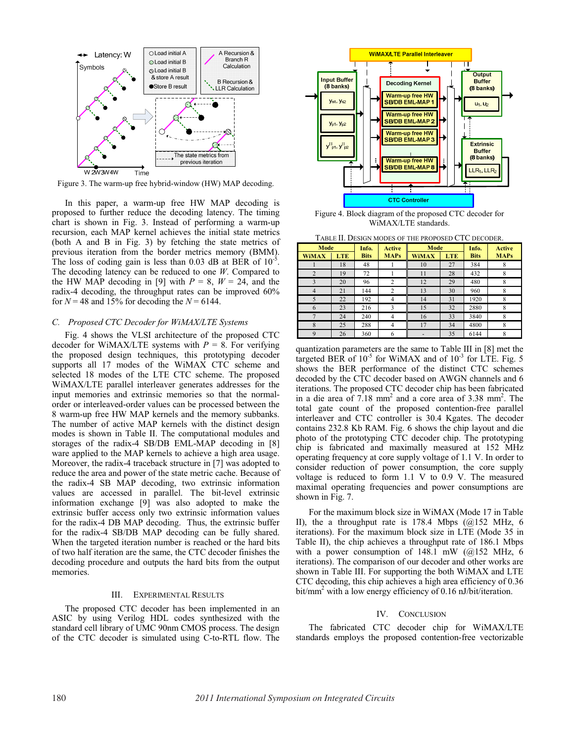Figure 3. The warm-up free hybrid-window (HW) MAP decoding.

In this paper, a warm-up free HW MAP decoding is proposed to further reduce the decoding latency. The timing chart is shown in Fig. 3. Instead of performing a warm-up recursion, each MAP kernel achieves the initial state metrics (both A and B in Fig. 3) by fetching the state metrics of previous iteration from the border metrics memory (BMM). The loss of coding gain is less than 0.03 dB at BER of $10^{-5}$. The decoding latency can be reduced to one $W$. Compared to the HW MAP decoding in [9] with $P$ = 8, $W$ = 24, and the radix-4 decoding, the throughput rates can be improved 60% for $N$ = 48 and 15% for decoding the $N$ = 6144.

### C. Proposed CTC Decoder for WiMAX/LTE Systems

Fig. 4 shows the VLSI architecture of the proposed CTC decoder for WiMAX/LTE systems with $P$ = 8. For verifying the proposed design techniques, this prototyping decoder supports all 17 modes of the WiMAX CTC scheme and selected 18 modes of the LTE CTC scheme. The proposed WiMAX/LTE parallel interleaver generates addresses for the input memories and extrinsic memories so that the normal-order or interleaved-order values can be processed between the 8 warm-up free HW MAP kernels and the memory subbanks. The number of active MAP kernels with the distinct design modes is shown in Table II. The computational modules and storages of the radix-4 SB/DB EML-MAP decoding in [8] ware applied to the MAP kernels to achieve a high area usage. Moreover, the radix-4 traceback structure in [7] was adopted to reduce the area and power of the state metric cache. Because of the radix-4 SB MAP decoding, two extrinsic information values are accessed in parallel. The bit-level extrinsic information exchange [9] was also adopted to make the extrinsic buffer access only two extrinsic information values for the radix-4 DB MAP decoding. Thus, the extrinsic buffer for the radix-4 SB/DB MAP decoding can be fully shared. When the targeted iteration number is reached or the hard bits of two half iteration are the same, the CTC decoder finishes the decoding procedure and outputs the hard bits from the output memories.

## III. Experimental Results

The proposed CTC decoder has been implemented in an ASIC by using Verilog HDL codes synthesized with the standard cell library of UMC 90nm CMOS process. The design of the CTC decoder is simulated using C-to-RTL flow. The quantization parameters are the same to Table III in [8] met the targeted BER of $10^{-5}$ for WiMAX and of $10^{-3}$ for LTE. Fig. 5 shows the BER performance of the distinct CTC schemes decoded by the CTC decoder based on AWGN channels and 6 iterations. The proposed CTC decoder chip has been fabricated in a die area of 7.18 mm$^2$ and a core area of 3.38 mm$^2$. The total gate count of the proposed contention-free parallel interleaver and CTC controller is 30.4 Kgates. The decoder contains 232.8 Kb RAM. Fig. 6 shows the chip layout and die photo of the prototyping CTC decoder chip. The prototyping chip is fabricated and maximally measured at 152 MHz operating frequency at core supply voltage of 1.1 V. In order to consider reduction of power consumption, the core supply voltage is reduced to form 1.1 V to 0.9 V. The measured maximal operating frequencies and power consumptions are shown in Fig. 7.

Figure 4. Block diagram of the proposed CTC decoder for WiMAX/LTE standards.

TABLE II. Design modes of the proposed CTC decoder.

| Mode | | Info. Bits | Active MAPs | Mode | | Info. Bits | Active MAPs |
|---|---|---|---|---|---|---|---|
| WiMAX | LTE | | | WiMAX | LTE | | |
| 1 | 18 | 48 | 1 | 10 | 27 | 384 | 8 |
| 2 | 19 | 72 | 1 | 11 | 28 | 432 | 8 |
| 3 | 20 | 96 | 2 | 12 | 29 | 480 | 8 |
| 4 | 21 | 144 | 2 | 13 | 30 | 960 | 8 |
| 5 | 22 | 192 | 4 | 14 | 31 | 1920 | 8 |
| 6 | 23 | 216 | 3 | 15 | 32 | 2880 | 8 |
| 7 | 24 | 240 | 4 | 16 | 33 | 3840 | 8 |
| 8 | 25 | 288 | 4 | 17 | 34 | 4800 | 8 |
| 9 | 26 | 360 | 6 | - | 35 | 6144 | 8 |

For the maximum block size in WiMAX (Mode 17 in Table II), the a throughput rate is 178.4 Mbps (@152 MHz, 6 iterations). For the maximum block size in LTE (Mode 35 in Table II), the chip achieves a throughput rate of 186.1 Mbps with a power consumption of 148.1 mW (@152 MHz, 6 iterations). The comparison of our decoder and other works are shown in Table III. For supporting the both WiMAX and LTE CTC decoding, this chip achieves a high area efficiency of 0.36 bit/mm$^2$ with a low energy efficiency of 0.16 nJ/bit/iteration.

## IV. Conclusion

The fabricated CTC decoder chip for WiMAX/LTE standards employs the proposed contention-free vectorizable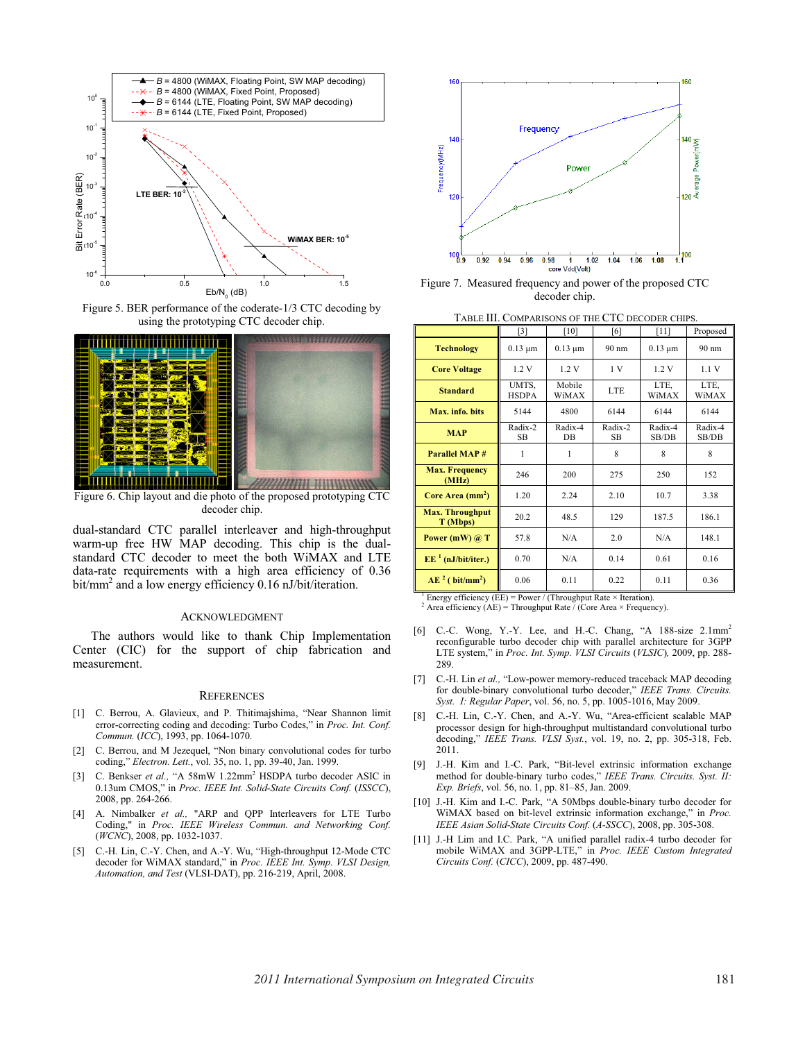B = 4800 (WiMAX, Floating Point, SW MAP decoding)
B = 4800 (WiMAX, Fixed Point, Proposed)
B = 6144 (LTE, Floating Point, SW MAP decoding)
B = 6144 (LTE, Fixed Point, Proposed)

LTE BER: $10^{-3}$

WiMAX BER: $10^{-5}$

Bit Error Rate (BER)

Eb/N$_0$ (dB)

Figure 5. BER performance of the coderate-1/3 CTC decoding by using the prototyping CTC decoder chip.

Figure 6. Chip layout and die photo of the proposed prototyping CTC decoder chip.

dual-standard CTC parallel interleaver and high-throughput warm-up free HW MAP decoding. This chip is the dual-standard CTC decoder to meet the both WiMAX and LTE data-rate requirements with a high area efficiency of 0.36 bit/mm$^2$ and a low energy efficiency 0.16 nJ/bit/iteration.

## Acknowledgment

The authors would like to thank Chip Implementation Center (CIC) for the support of chip fabrication and measurement.

Frequency

Power

Frequency(MHz)

Average Power(mW)

core Vdd(Volt)

Figure 7. Measured frequency and power of the proposed CTC decoder chip.

TABLE III. Comparisons of the CTC decoder chips.

| | [3] | [10] | [6] | [11] | Proposed |
|---|---|---|---|---|---|
| **Technology** | 0.13 μm | 0.13 μm | 90 nm | 0.13 μm | 90 nm |
| **Core Voltage** | 1.2 V | 1.2 V | 1 V | 1.2 V | 1.1 V |
| **Standard** | UMTS, HSDPA | Mobile WiMAX | LTE | LTE, WiMAX | LTE, WiMAX |
| **Max. info. bits** | 5144 | 4800 | 6144 | 6144 | 6144 |
| **MAP** | Radix-2 SB | Radix-4 DB | Radix-2 SB | Radix-4 SB/DB | Radix-4 SB/DB |
| **Parallel MAP #** | 1 | 1 | 8 | 8 | 8 |
| **Max. Frequency (MHz)** | 246 | 200 | 275 | 250 | 152 |
| **Core Area (mm$^2$)** | 1.20 | 2.24 | 2.10 | 10.7 | 3.38 |
| **Max. Throughput T (Mbps)** | 20.2 | 48.5 | 129 | 187.5 | 186.1 |
| **Power (mW) @ T** | 57.8 | N/A | 2.0 | N/A | 148.1 |
| **EE [1] (nJ/bit/iter.)** | 0.70 | N/A | 0.14 | 0.61 | 0.16 |
| **AE [2] ( bit/mm$^2$)** | 0.06 | 0.11 | 0.22 | 0.11 | 0.36 |

[1] Energy efficiency (EE) = Power / (Throughput Rate × Iteration).
[2] Area efficiency (AE) = Throughput Rate / (Core Area × Frequency).

## References

[1] C. Berrou, A. Glavieux, and P. Thitimajshima, "Near Shannon limit error-correcting coding and decoding: Turbo Codes," in *Proc. Int. Conf. Commun.* (*ICC*), 1993, pp. 1064-1070.

[2] C. Berrou, and M Jezequel, "Non binary convolutional codes for turbo coding," *Electron. Lett.*, vol. 35, no. 1, pp. 39-40, Jan. 1999.

[3] C. Benkser *et al.,* "A 58mW 1.22mm$^2$ HSDPA turbo decoder ASIC in 0.13um CMOS," in *Proc. IEEE Int. Solid-State Circuits Conf.* (*ISSCC*), 2008, pp. 264-266.

[4] A. Nimbalker *et al.,* "ARP and QPP Interleavers for LTE Turbo Coding," in *Proc. IEEE Wireless Commun. and Networking Conf.* (*WCNC*), 2008, pp. 1032-1037.

[5] C.-H. Lin, C.-Y. Chen, and A.-Y. Wu, "High-throughput 12-Mode CTC decoder for WiMAX standard," in *Proc. IEEE Int. Symp. VLSI Design, Automation, and Test* (VLSI-DAT), pp. 216-219, April, 2008.

[6] C.-C. Wong, Y.-Y. Lee, and H.-C. Chang, "A 188-size 2.1mm$^2$ reconfigurable turbo decoder chip with parallel architecture for 3GPP LTE system," in *Proc. Int. Symp. VLSI Circuits* (*VLSIC*)*,* 2009, pp. 288-289.

[7] C.-H. Lin *et al.,* "Low-power memory-reduced traceback MAP decoding for double-binary convolutional turbo decoder," *IEEE Trans. Circuits. Syst. I: Regular Paper*, vol. 56, no. 5, pp. 1005-1016, May 2009.

[8] C.-H. Lin, C.-Y. Chen, and A.-Y. Wu, "Area-efficient scalable MAP processor design for high-throughput multistandard convolutional turbo decoding," *IEEE Trans. VLSI Syst.*, vol. 19, no. 2, pp. 305-318, Feb. 2011.

[9] J.-H. Kim and I.-C. Park, "Bit-level extrinsic information exchange method for double-binary turbo codes," *IEEE Trans. Circuits. Syst. II: Exp. Briefs*, vol. 56, no. 1, pp. 81–85, Jan. 2009.

[10] J.-H. Kim and I.-C. Park, "A 50Mbps double-binary turbo decoder for WiMAX based on bit-level extrinsic information exchange," in *Proc. IEEE Asian Solid-State Circuits Conf.* (*A-SSCC*), 2008, pp. 305-308.

[11] J.-H Lim and I.C. Park, "A unified parallel radix-4 turbo decoder for mobile WiMAX and 3GPP-LTE," in *Proc. IEEE Custom Integrated Circuits Conf.* (*CICC*), 2009, pp. 487-490.